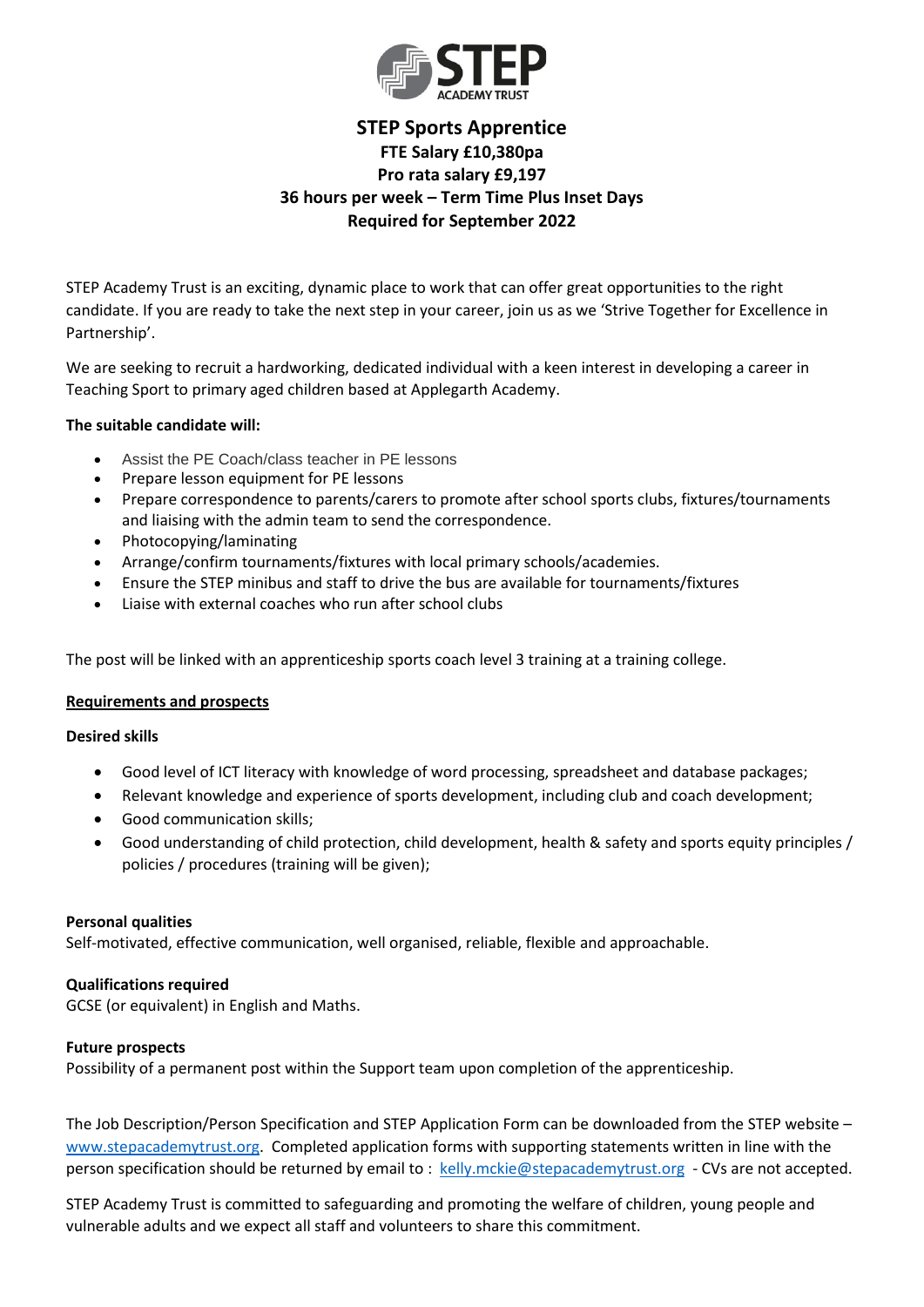# STEP Sports Apprentice

**FTE Salary £10,380pa**
**Pro rata salary £9,197**
**36 hours per week – Term Time Plus Inset Days**
**Required for September 2022**

STEP Academy Trust is an exciting, dynamic place to work that can offer great opportunities to the right candidate. If you are ready to take the next step in your career, join us as we 'Strive Together for Excellence in Partnership'.

We are seeking to recruit a hardworking, dedicated individual with a keen interest in developing a career in Teaching Sport to primary aged children based at Applegarth Academy.

**The suitable candidate will:**

- Assist the PE Coach/class teacher in PE lessons
- Prepare lesson equipment for PE lessons
- Prepare correspondence to parents/carers to promote after school sports clubs, fixtures/tournaments and liaising with the admin team to send the correspondence.
- Photocopying/laminating
- Arrange/confirm tournaments/fixtures with local primary schools/academies.
- Ensure the STEP minibus and staff to drive the bus are available for tournaments/fixtures
- Liaise with external coaches who run after school clubs

The post will be linked with an apprenticeship sports coach level 3 training at a training college.

## Requirements and prospects

**Desired skills**

- Good level of ICT literacy with knowledge of word processing, spreadsheet and database packages;
- Relevant knowledge and experience of sports development, including club and coach development;
- Good communication skills;
- Good understanding of child protection, child development, health & safety and sports equity principles / policies / procedures (training will be given);

**Personal qualities**
Self-motivated, effective communication, well organised, reliable, flexible and approachable.

**Qualifications required**
GCSE (or equivalent) in English and Maths.

**Future prospects**
Possibility of a permanent post within the Support team upon completion of the apprenticeship.

The Job Description/Person Specification and STEP Application Form can be downloaded from the STEP website – www.stepacademytrust.org. Completed application forms with supporting statements written in line with the person specification should be returned by email to : kelly.mckie@stepacademytrust.org - CVs are not accepted.

STEP Academy Trust is committed to safeguarding and promoting the welfare of children, young people and vulnerable adults and we expect all staff and volunteers to share this commitment.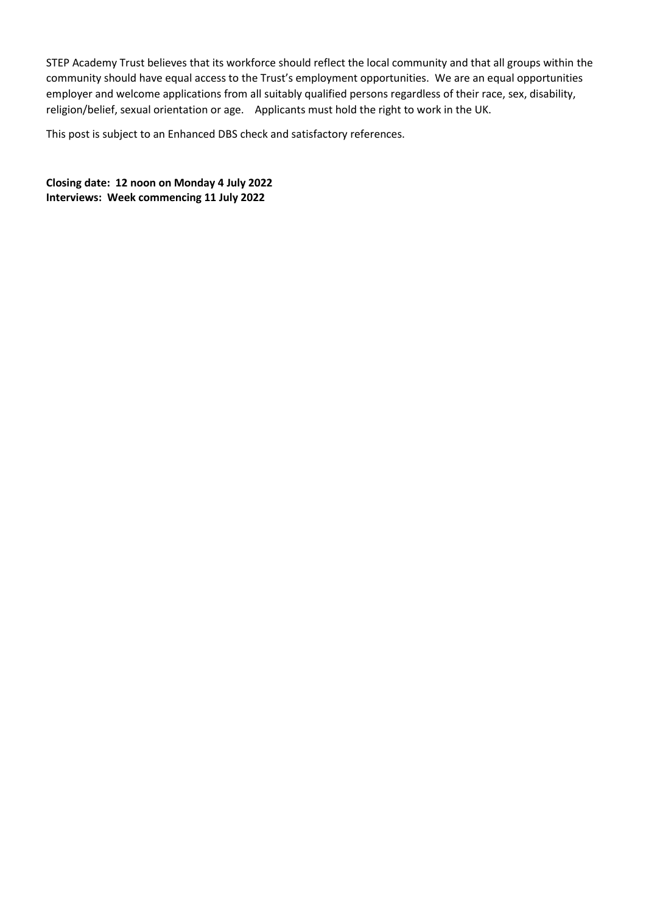STEP Academy Trust believes that its workforce should reflect the local community and that all groups within the community should have equal access to the Trust's employment opportunities. We are an equal opportunities employer and welcome applications from all suitably qualified persons regardless of their race, sex, disability, religion/belief, sexual orientation or age. Applicants must hold the right to work in the UK.

This post is subject to an Enhanced DBS check and satisfactory references.

**Closing date: 12 noon on Monday 4 July 2022**
**Interviews: Week commencing 11 July 2022**